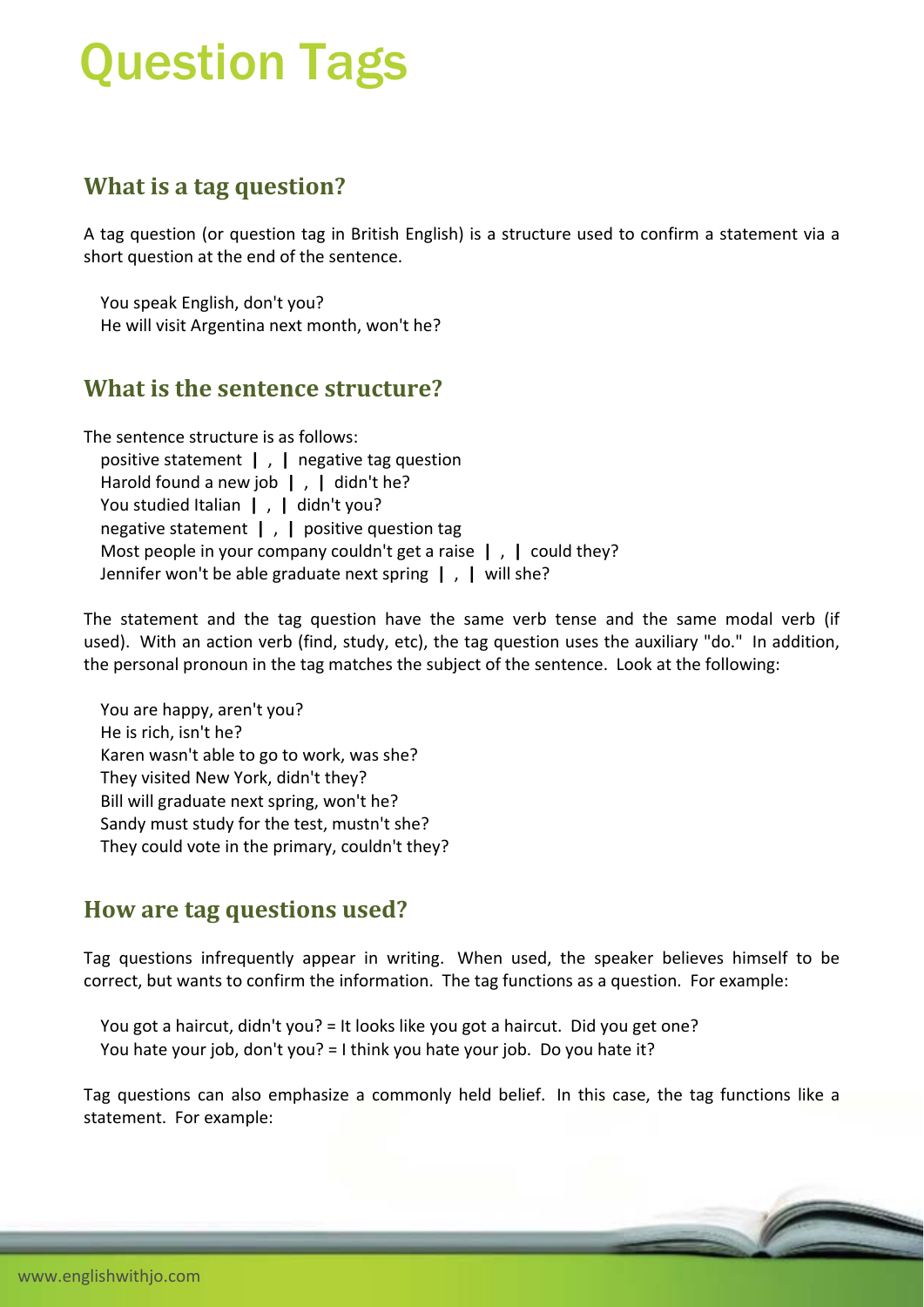# Question Tags

## What is a tag question?

A tag question (or question tag in British English) is a structure used to confirm a statement via a short question at the end of the sentence.

You speak English, don't you?
He will visit Argentina next month, won't he?

## What is the sentence structure?

The sentence structure is as follows:

positive statement | , | negative tag question
Harold found a new job | , | didn't he?
You studied Italian | , | didn't you?
negative statement | , | positive question tag
Most people in your company couldn't get a raise | , | could they?
Jennifer won't be able graduate next spring | , | will she?

The statement and the tag question have the same verb tense and the same modal verb (if used). With an action verb (find, study, etc), the tag question uses the auxiliary "do." In addition, the personal pronoun in the tag matches the subject of the sentence. Look at the following:

You are happy, aren't you?
He is rich, isn't he?
Karen wasn't able to go to work, was she?
They visited New York, didn't they?
Bill will graduate next spring, won't he?
Sandy must study for the test, mustn't she?
They could vote in the primary, couldn't they?

## How are tag questions used?

Tag questions infrequently appear in writing. When used, the speaker believes himself to be correct, but wants to confirm the information. The tag functions as a question. For example:

You got a haircut, didn't you? = It looks like you got a haircut. Did you get one?
You hate your job, don't you? = I think you hate your job. Do you hate it?

Tag questions can also emphasize a commonly held belief. In this case, the tag functions like a statement. For example: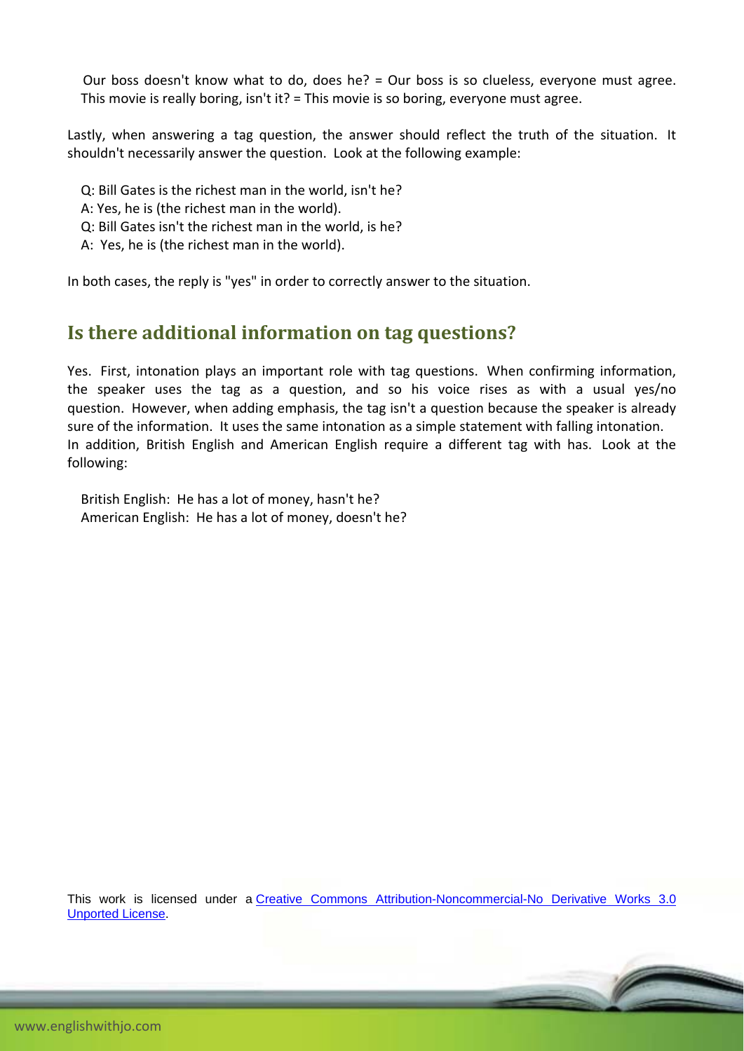Our boss doesn't know what to do, does he? = Our boss is so clueless, everyone must agree.
This movie is really boring, isn't it? = This movie is so boring, everyone must agree.

Lastly, when answering a tag question, the answer should reflect the truth of the situation. It shouldn't necessarily answer the question. Look at the following example:

Q: Bill Gates is the richest man in the world, isn't he?
A: Yes, he is (the richest man in the world).
Q: Bill Gates isn't the richest man in the world, is he?
A: Yes, he is (the richest man in the world).

In both cases, the reply is "yes" in order to correctly answer to the situation.

## Is there additional information on tag questions?

Yes. First, intonation plays an important role with tag questions. When confirming information, the speaker uses the tag as a question, and so his voice rises as with a usual yes/no question. However, when adding emphasis, the tag isn't a question because the speaker is already sure of the information. It uses the same intonation as a simple statement with falling intonation.
In addition, British English and American English require a different tag with has. Look at the following:

British English: He has a lot of money, hasn't he?
American English: He has a lot of money, doesn't he?

This work is licensed under a Creative Commons Attribution-Noncommercial-No Derivative Works 3.0 Unported License.